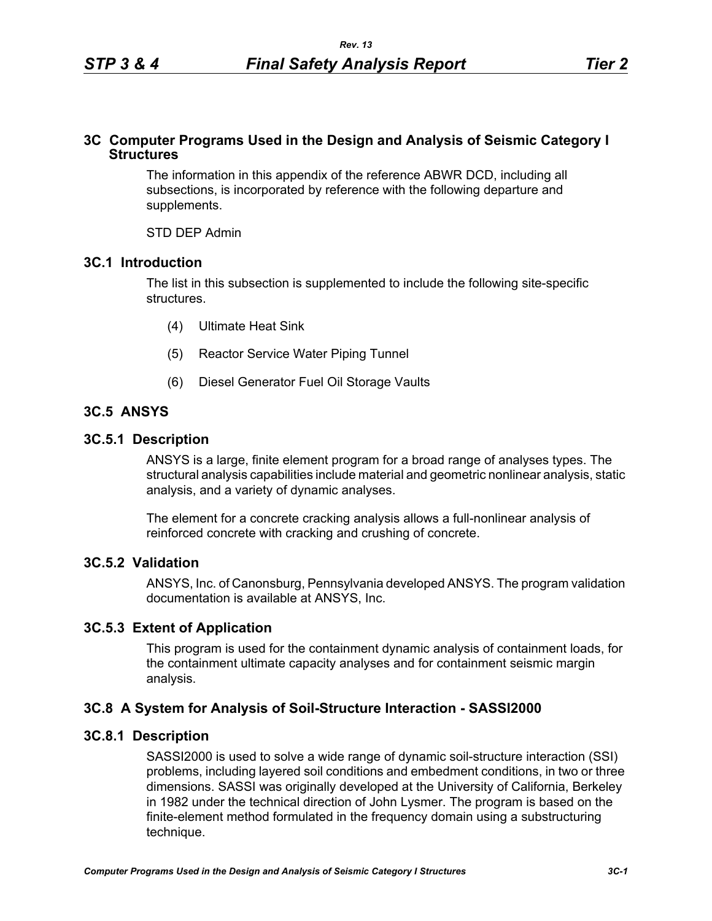# 3C Computer Programs Used in the Design and Analysis of Seismic Category I Structures

The information in this appendix of the reference ABWR DCD, including all subsections, is incorporated by reference with the following departure and supplements.

STD DEP Admin

## 3C.1 Introduction

The list in this subsection is supplemented to include the following site-specific structures.

(4) Ultimate Heat Sink

(5) Reactor Service Water Piping Tunnel

(6) Diesel Generator Fuel Oil Storage Vaults

## 3C.5 ANSYS

### 3C.5.1 Description

ANSYS is a large, finite element program for a broad range of analyses types. The structural analysis capabilities include material and geometric nonlinear analysis, static analysis, and a variety of dynamic analyses.

The element for a concrete cracking analysis allows a full-nonlinear analysis of reinforced concrete with cracking and crushing of concrete.

### 3C.5.2 Validation

ANSYS, Inc. of Canonsburg, Pennsylvania developed ANSYS. The program validation documentation is available at ANSYS, Inc.

### 3C.5.3 Extent of Application

This program is used for the containment dynamic analysis of containment loads, for the containment ultimate capacity analyses and for containment seismic margin analysis.

## 3C.8 A System for Analysis of Soil-Structure Interaction - SASSI2000

### 3C.8.1 Description

SASSI2000 is used to solve a wide range of dynamic soil-structure interaction (SSI) problems, including layered soil conditions and embedment conditions, in two or three dimensions. SASSI was originally developed at the University of California, Berkeley in 1982 under the technical direction of John Lysmer. The program is based on the finite-element method formulated in the frequency domain using a substructuring technique.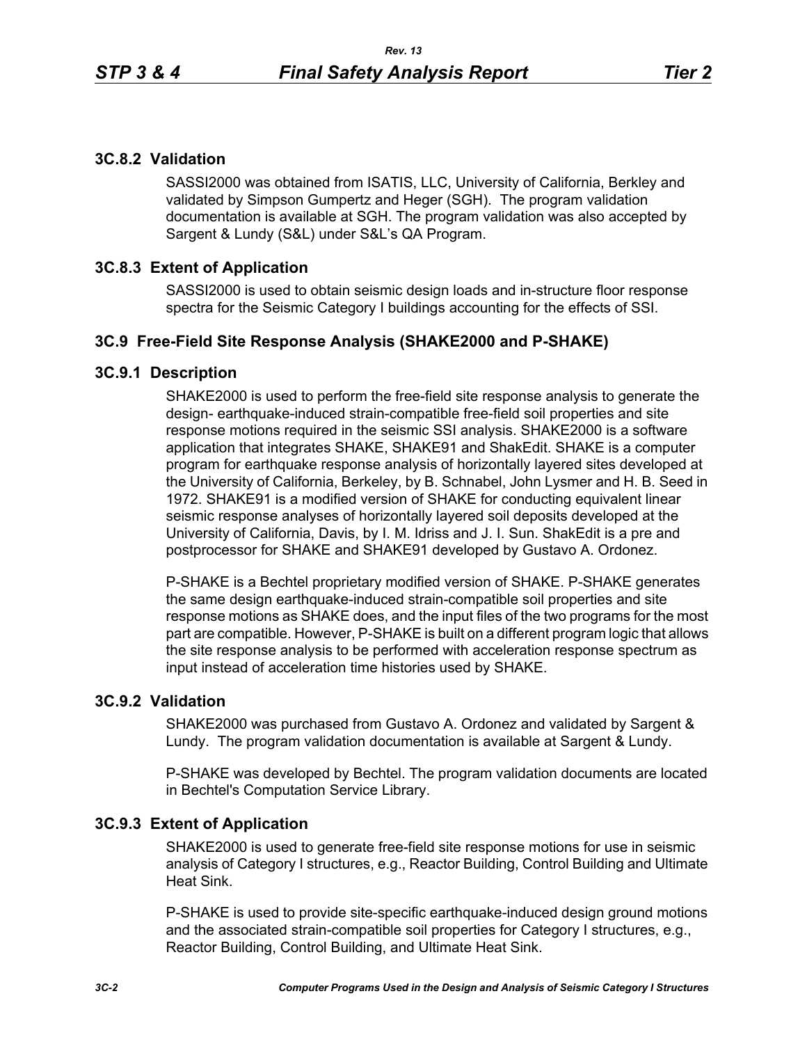### 3C.8.2 Validation

SASSI2000 was obtained from ISATIS, LLC, University of California, Berkley and validated by Simpson Gumpertz and Heger (SGH). The program validation documentation is available at SGH. The program validation was also accepted by Sargent & Lundy (S&L) under S&L's QA Program.

### 3C.8.3 Extent of Application

SASSI2000 is used to obtain seismic design loads and in-structure floor response spectra for the Seismic Category I buildings accounting for the effects of SSI.

## 3C.9 Free-Field Site Response Analysis (SHAKE2000 and P-SHAKE)

### 3C.9.1 Description

SHAKE2000 is used to perform the free-field site response analysis to generate the design- earthquake-induced strain-compatible free-field soil properties and site response motions required in the seismic SSI analysis. SHAKE2000 is a software application that integrates SHAKE, SHAKE91 and ShakEdit. SHAKE is a computer program for earthquake response analysis of horizontally layered sites developed at the University of California, Berkeley, by B. Schnabel, John Lysmer and H. B. Seed in 1972. SHAKE91 is a modified version of SHAKE for conducting equivalent linear seismic response analyses of horizontally layered soil deposits developed at the University of California, Davis, by I. M. Idriss and J. I. Sun. ShakEdit is a pre and postprocessor for SHAKE and SHAKE91 developed by Gustavo A. Ordonez.

P-SHAKE is a Bechtel proprietary modified version of SHAKE. P-SHAKE generates the same design earthquake-induced strain-compatible soil properties and site response motions as SHAKE does, and the input files of the two programs for the most part are compatible. However, P-SHAKE is built on a different program logic that allows the site response analysis to be performed with acceleration response spectrum as input instead of acceleration time histories used by SHAKE.

### 3C.9.2 Validation

SHAKE2000 was purchased from Gustavo A. Ordonez and validated by Sargent & Lundy. The program validation documentation is available at Sargent & Lundy.

P-SHAKE was developed by Bechtel. The program validation documents are located in Bechtel's Computation Service Library.

### 3C.9.3 Extent of Application

SHAKE2000 is used to generate free-field site response motions for use in seismic analysis of Category I structures, e.g., Reactor Building, Control Building and Ultimate Heat Sink.

P-SHAKE is used to provide site-specific earthquake-induced design ground motions and the associated strain-compatible soil properties for Category I structures, e.g., Reactor Building, Control Building, and Ultimate Heat Sink.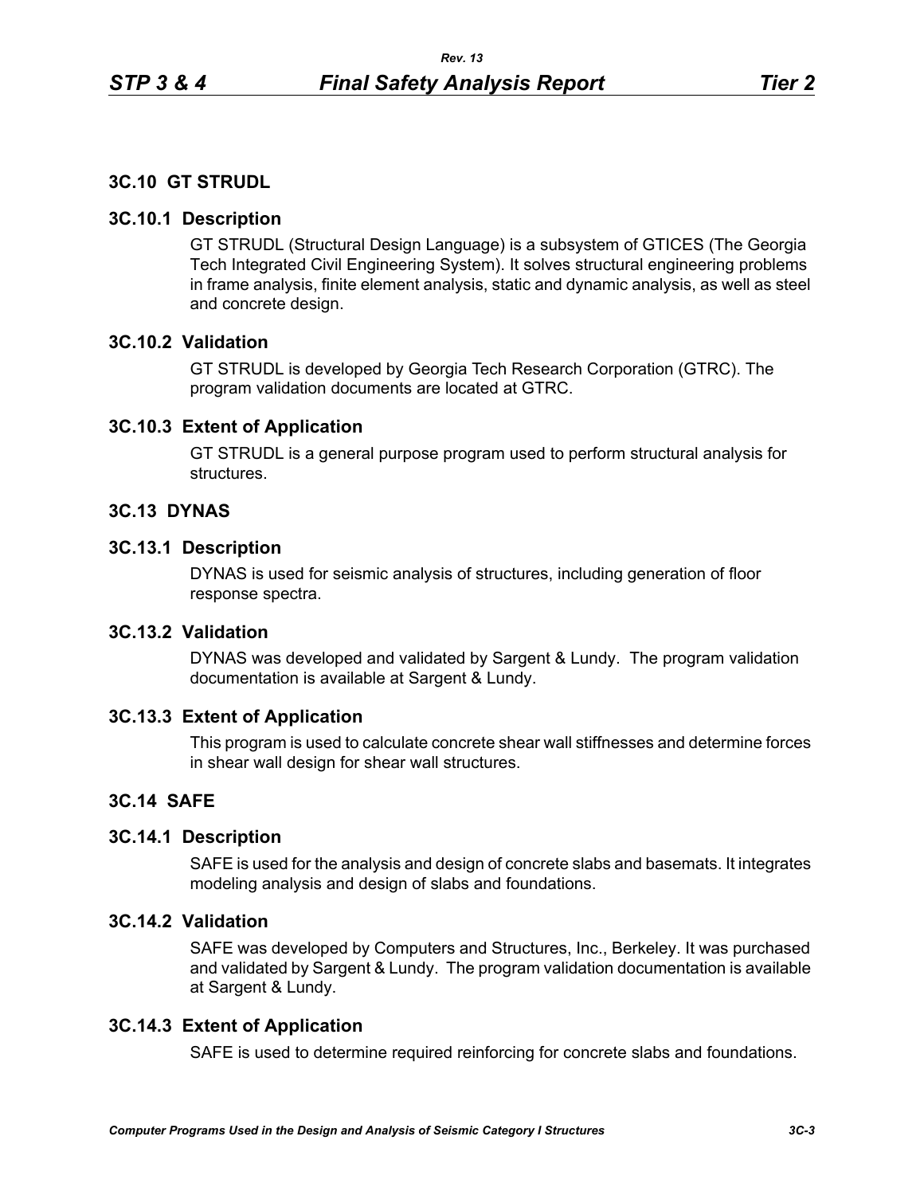## 3C.10 GT STRUDL

### 3C.10.1 Description

GT STRUDL (Structural Design Language) is a subsystem of GTICES (The Georgia Tech Integrated Civil Engineering System). It solves structural engineering problems in frame analysis, finite element analysis, static and dynamic analysis, as well as steel and concrete design.

### 3C.10.2 Validation

GT STRUDL is developed by Georgia Tech Research Corporation (GTRC). The program validation documents are located at GTRC.

### 3C.10.3 Extent of Application

GT STRUDL is a general purpose program used to perform structural analysis for structures.

## 3C.13 DYNAS

### 3C.13.1 Description

DYNAS is used for seismic analysis of structures, including generation of floor response spectra.

### 3C.13.2 Validation

DYNAS was developed and validated by Sargent & Lundy. The program validation documentation is available at Sargent & Lundy.

### 3C.13.3 Extent of Application

This program is used to calculate concrete shear wall stiffnesses and determine forces in shear wall design for shear wall structures.

## 3C.14 SAFE

### 3C.14.1 Description

SAFE is used for the analysis and design of concrete slabs and basemats. It integrates modeling analysis and design of slabs and foundations.

### 3C.14.2 Validation

SAFE was developed by Computers and Structures, Inc., Berkeley. It was purchased and validated by Sargent & Lundy. The program validation documentation is available at Sargent & Lundy.

### 3C.14.3 Extent of Application

SAFE is used to determine required reinforcing for concrete slabs and foundations.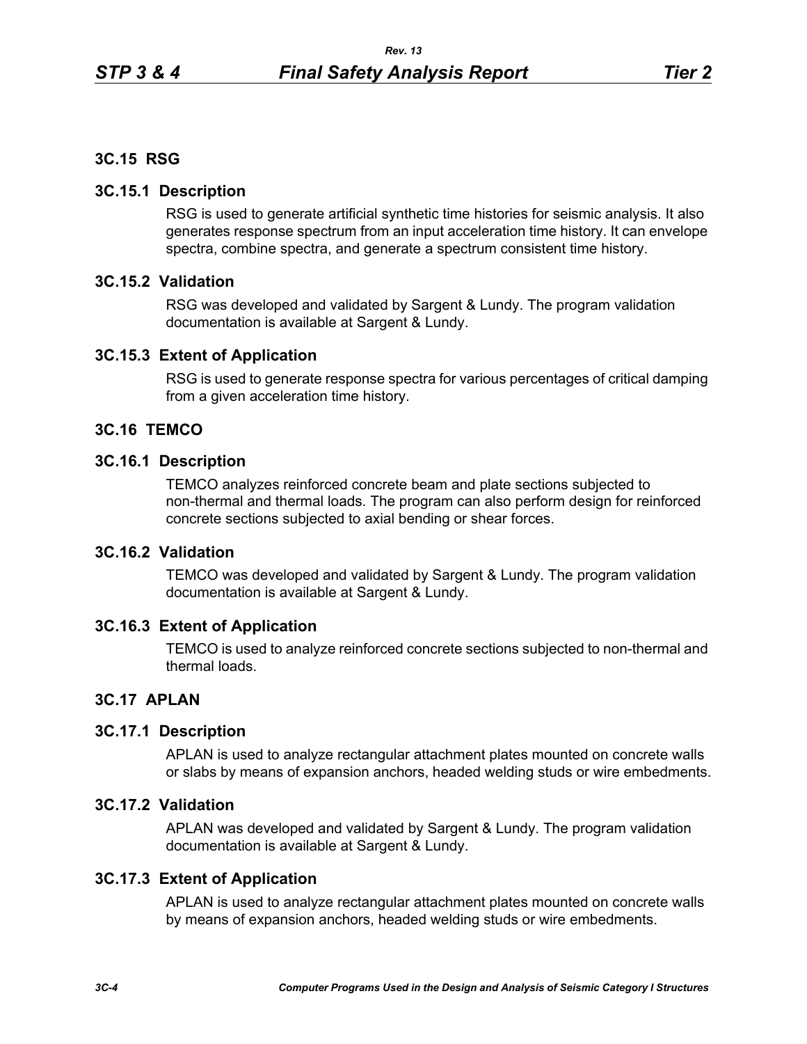## 3C.15 RSG

### 3C.15.1 Description

RSG is used to generate artificial synthetic time histories for seismic analysis. It also generates response spectrum from an input acceleration time history. It can envelope spectra, combine spectra, and generate a spectrum consistent time history.

### 3C.15.2 Validation

RSG was developed and validated by Sargent & Lundy. The program validation documentation is available at Sargent & Lundy.

### 3C.15.3 Extent of Application

RSG is used to generate response spectra for various percentages of critical damping from a given acceleration time history.

## 3C.16 TEMCO

### 3C.16.1 Description

TEMCO analyzes reinforced concrete beam and plate sections subjected to non-thermal and thermal loads. The program can also perform design for reinforced concrete sections subjected to axial bending or shear forces.

### 3C.16.2 Validation

TEMCO was developed and validated by Sargent & Lundy. The program validation documentation is available at Sargent & Lundy.

### 3C.16.3 Extent of Application

TEMCO is used to analyze reinforced concrete sections subjected to non-thermal and thermal loads.

## 3C.17 APLAN

### 3C.17.1 Description

APLAN is used to analyze rectangular attachment plates mounted on concrete walls or slabs by means of expansion anchors, headed welding studs or wire embedments.

### 3C.17.2 Validation

APLAN was developed and validated by Sargent & Lundy. The program validation documentation is available at Sargent & Lundy.

### 3C.17.3 Extent of Application

APLAN is used to analyze rectangular attachment plates mounted on concrete walls by means of expansion anchors, headed welding studs or wire embedments.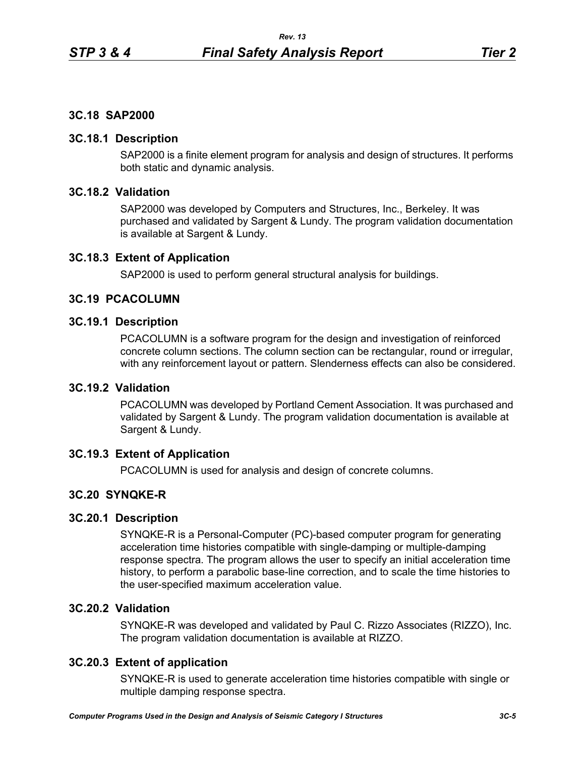## 3C.18 SAP2000

### 3C.18.1 Description

SAP2000 is a finite element program for analysis and design of structures. It performs both static and dynamic analysis.

### 3C.18.2 Validation

SAP2000 was developed by Computers and Structures, Inc., Berkeley. It was purchased and validated by Sargent & Lundy. The program validation documentation is available at Sargent & Lundy.

### 3C.18.3 Extent of Application

SAP2000 is used to perform general structural analysis for buildings.

## 3C.19 PCACOLUMN

### 3C.19.1 Description

PCACOLUMN is a software program for the design and investigation of reinforced concrete column sections. The column section can be rectangular, round or irregular, with any reinforcement layout or pattern. Slenderness effects can also be considered.

### 3C.19.2 Validation

PCACOLUMN was developed by Portland Cement Association. It was purchased and validated by Sargent & Lundy. The program validation documentation is available at Sargent & Lundy.

### 3C.19.3 Extent of Application

PCACOLUMN is used for analysis and design of concrete columns.

## 3C.20 SYNQKE-R

### 3C.20.1 Description

SYNQKE-R is a Personal-Computer (PC)-based computer program for generating acceleration time histories compatible with single-damping or multiple-damping response spectra. The program allows the user to specify an initial acceleration time history, to perform a parabolic base-line correction, and to scale the time histories to the user-specified maximum acceleration value.

### 3C.20.2 Validation

SYNQKE-R was developed and validated by Paul C. Rizzo Associates (RIZZO), Inc. The program validation documentation is available at RIZZO.

### 3C.20.3 Extent of application

SYNQKE-R is used to generate acceleration time histories compatible with single or multiple damping response spectra.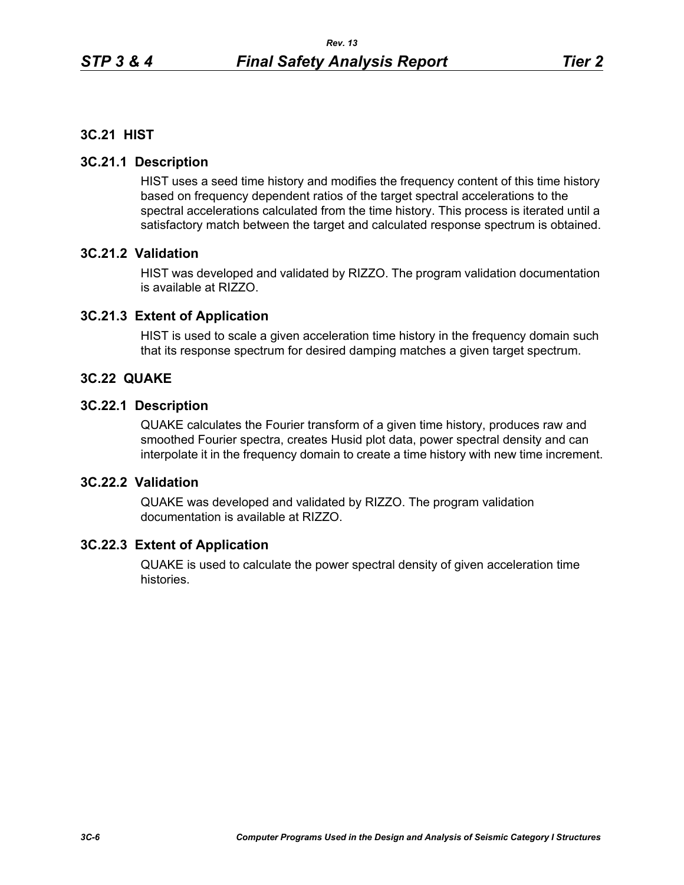## 3C.21 HIST

### 3C.21.1 Description

HIST uses a seed time history and modifies the frequency content of this time history based on frequency dependent ratios of the target spectral accelerations to the spectral accelerations calculated from the time history. This process is iterated until a satisfactory match between the target and calculated response spectrum is obtained.

### 3C.21.2 Validation

HIST was developed and validated by RIZZO. The program validation documentation is available at RIZZO.

### 3C.21.3 Extent of Application

HIST is used to scale a given acceleration time history in the frequency domain such that its response spectrum for desired damping matches a given target spectrum.

## 3C.22 QUAKE

### 3C.22.1 Description

QUAKE calculates the Fourier transform of a given time history, produces raw and smoothed Fourier spectra, creates Husid plot data, power spectral density and can interpolate it in the frequency domain to create a time history with new time increment.

### 3C.22.2 Validation

QUAKE was developed and validated by RIZZO. The program validation documentation is available at RIZZO.

### 3C.22.3 Extent of Application

QUAKE is used to calculate the power spectral density of given acceleration time histories.